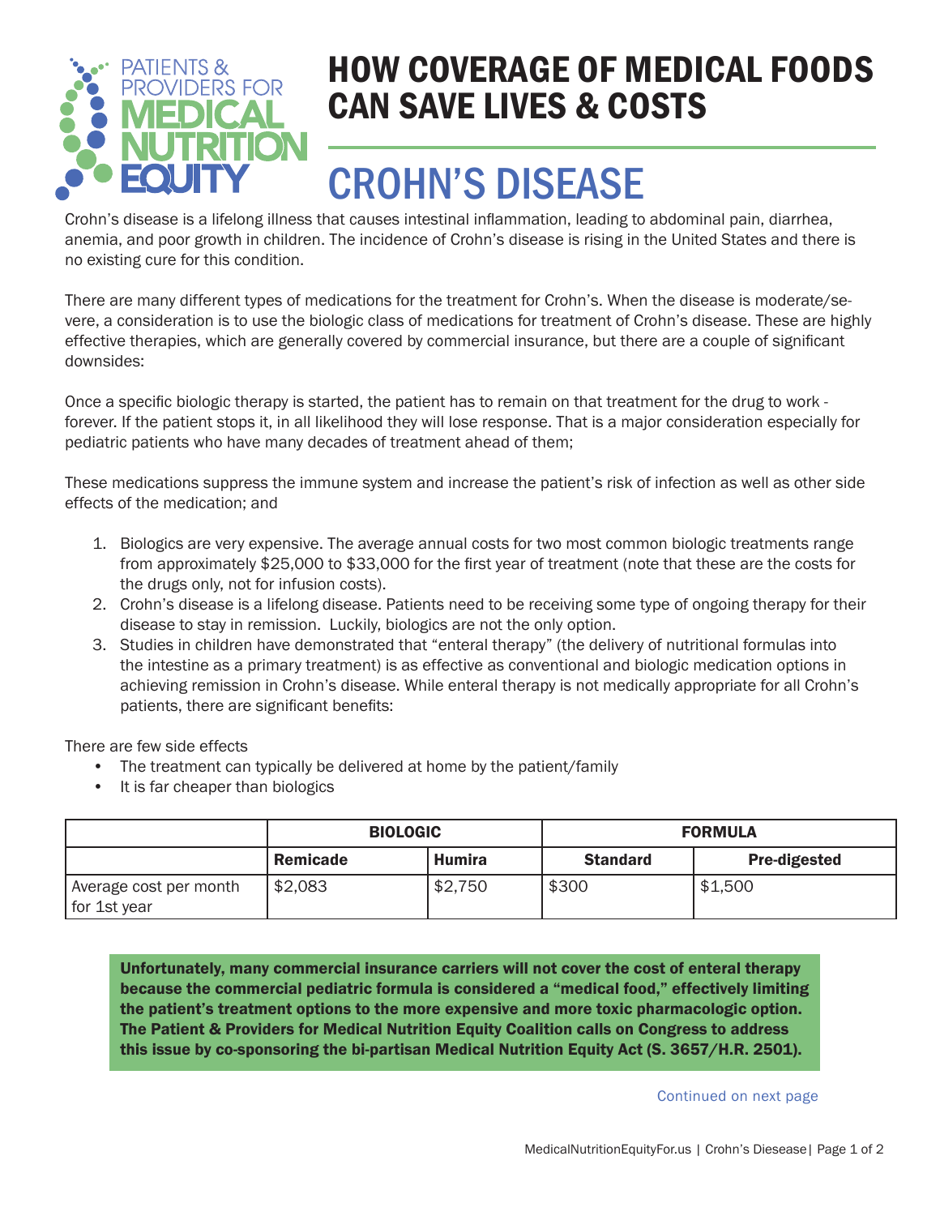PATIENTS & PROVIDERS FOR MEDICAL NUTRITION EQUITY

# HOW COVERAGE OF MEDICAL FOODS CAN SAVE LIVES & COSTS

## CROHN'S DISEASE

Crohn's disease is a lifelong illness that causes intestinal inflammation, leading to abdominal pain, diarrhea, anemia, and poor growth in children. The incidence of Crohn's disease is rising in the United States and there is no existing cure for this condition.

There are many different types of medications for the treatment for Crohn's. When the disease is moderate/severe, a consideration is to use the biologic class of medications for treatment of Crohn's disease. These are highly effective therapies, which are generally covered by commercial insurance, but there are a couple of significant downsides:

Once a specific biologic therapy is started, the patient has to remain on that treatment for the drug to work - forever. If the patient stops it, in all likelihood they will lose response. That is a major consideration especially for pediatric patients who have many decades of treatment ahead of them;

These medications suppress the immune system and increase the patient's risk of infection as well as other side effects of the medication; and

1. Biologics are very expensive. The average annual costs for two most common biologic treatments range from approximately $25,000 to $33,000 for the first year of treatment (note that these are the costs for the drugs only, not for infusion costs).
2. Crohn's disease is a lifelong disease. Patients need to be receiving some type of ongoing therapy for their disease to stay in remission. Luckily, biologics are not the only option.
3. Studies in children have demonstrated that "enteral therapy" (the delivery of nutritional formulas into the intestine as a primary treatment) is as effective as conventional and biologic medication options in achieving remission in Crohn's disease. While enteral therapy is not medically appropriate for all Crohn's patients, there are significant benefits:

There are few side effects

- The treatment can typically be delivered at home by the patient/family
- It is far cheaper than biologics

| | **BIOLOGIC** | | **FORMULA** | |
|---|---|---|---|---|
| | **Remicade** | **Humira** | **Standard** | **Pre-digested** |
| Average cost per month for 1st year | $2,083 | $2,750 | $300 | $1,500 |

**Unfortunately, many commercial insurance carriers will not cover the cost of enteral therapy because the commercial pediatric formula is considered a "medical food," effectively limiting the patient's treatment options to the more expensive and more toxic pharmacologic option. The Patient & Providers for Medical Nutrition Equity Coalition calls on Congress to address this issue by co-sponsoring the bi-partisan Medical Nutrition Equity Act (S. 3657/H.R. 2501).**

Continued on next page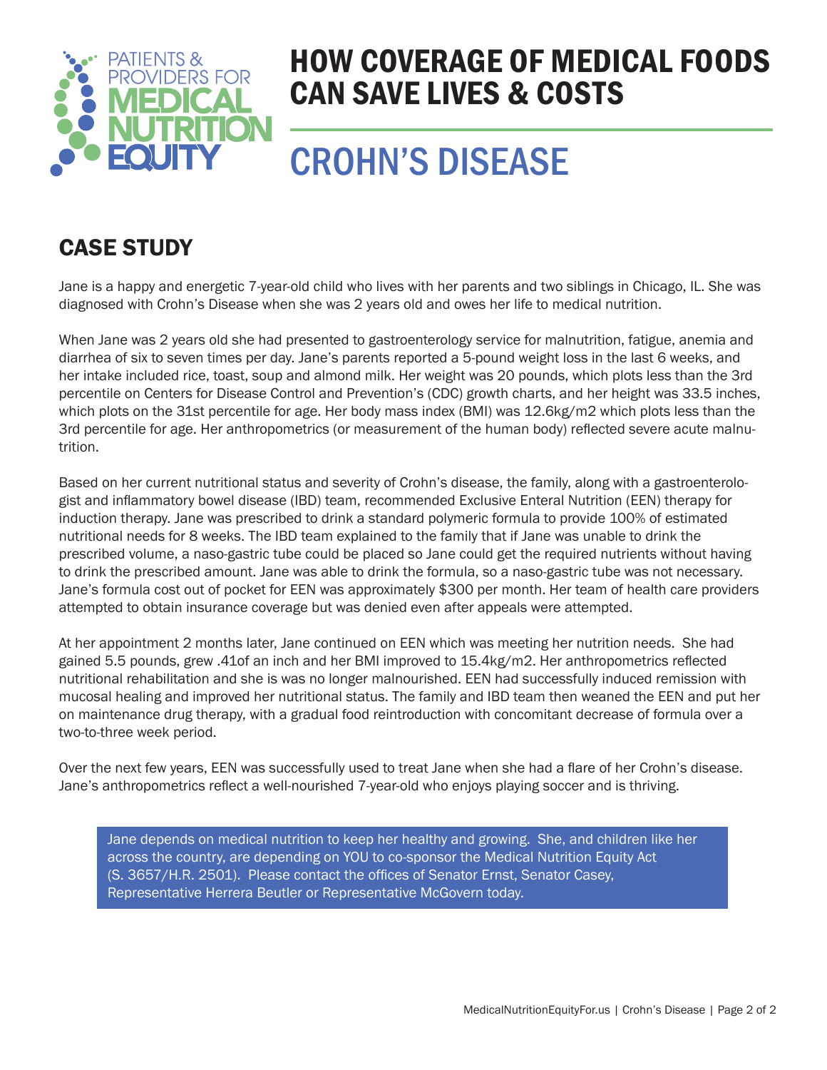PATIENTS & PROVIDERS FOR MEDICAL NUTRITION EQUITY

# HOW COVERAGE OF MEDICAL FOODS CAN SAVE LIVES & COSTS

# CROHN'S DISEASE

## CASE STUDY

Jane is a happy and energetic 7-year-old child who lives with her parents and two siblings in Chicago, IL. She was diagnosed with Crohn's Disease when she was 2 years old and owes her life to medical nutrition.

When Jane was 2 years old she had presented to gastroenterology service for malnutrition, fatigue, anemia and diarrhea of six to seven times per day. Jane's parents reported a 5-pound weight loss in the last 6 weeks, and her intake included rice, toast, soup and almond milk. Her weight was 20 pounds, which plots less than the 3rd percentile on Centers for Disease Control and Prevention's (CDC) growth charts, and her height was 33.5 inches, which plots on the 31st percentile for age. Her body mass index (BMI) was 12.6kg/m2 which plots less than the 3rd percentile for age. Her anthropometrics (or measurement of the human body) reflected severe acute malnutrition.

Based on her current nutritional status and severity of Crohn's disease, the family, along with a gastroenterologist and inflammatory bowel disease (IBD) team, recommended Exclusive Enteral Nutrition (EEN) therapy for induction therapy. Jane was prescribed to drink a standard polymeric formula to provide 100% of estimated nutritional needs for 8 weeks. The IBD team explained to the family that if Jane was unable to drink the prescribed volume, a naso-gastric tube could be placed so Jane could get the required nutrients without having to drink the prescribed amount. Jane was able to drink the formula, so a naso-gastric tube was not necessary. Jane's formula cost out of pocket for EEN was approximately $300 per month. Her team of health care providers attempted to obtain insurance coverage but was denied even after appeals were attempted.

At her appointment 2 months later, Jane continued on EEN which was meeting her nutrition needs. She had gained 5.5 pounds, grew .41of an inch and her BMI improved to 15.4kg/m2. Her anthropometrics reflected nutritional rehabilitation and she is was no longer malnourished. EEN had successfully induced remission with mucosal healing and improved her nutritional status. The family and IBD team then weaned the EEN and put her on maintenance drug therapy, with a gradual food reintroduction with concomitant decrease of formula over a two-to-three week period.

Over the next few years, EEN was successfully used to treat Jane when she had a flare of her Crohn's disease. Jane's anthropometrics reflect a well-nourished 7-year-old who enjoys playing soccer and is thriving.

> Jane depends on medical nutrition to keep her healthy and growing. She, and children like her across the country, are depending on YOU to co-sponsor the Medical Nutrition Equity Act (S. 3657/H.R. 2501). Please contact the offices of Senator Ernst, Senator Casey, Representative Herrera Beutler or Representative McGovern today.